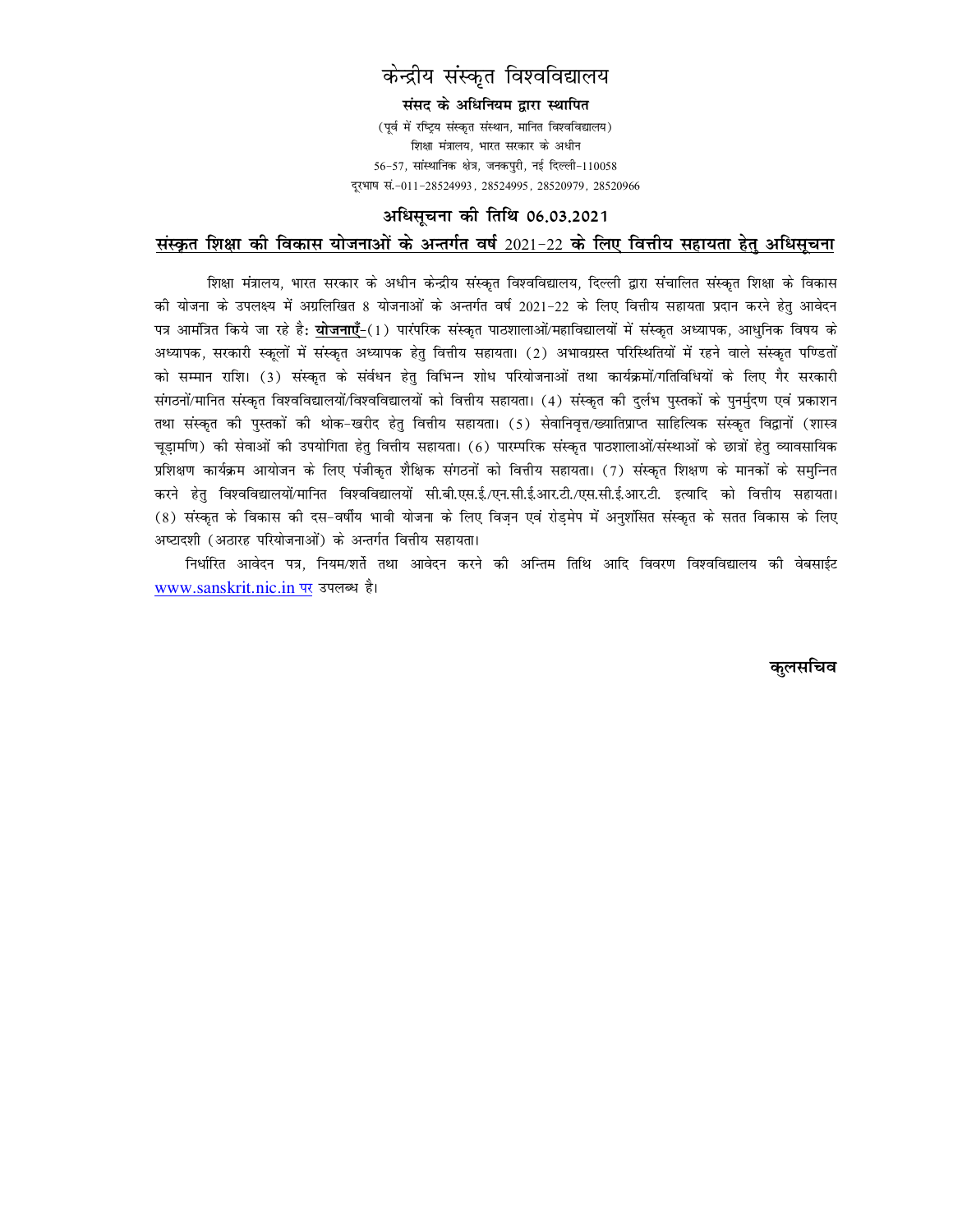# केन्द्रीय संस्कृत विश्वविद्यालय

**संसद के अधिनियम द्वारा स्थापित**

(पूर्व में रष्ट्रिय संस्कृत संस्थान, मानित विश्वविद्यालय)
शिक्षा मंत्रालय, भारत सरकार के अधीन
56-57, सांस्थानिक क्षेत्र, जनकपुरी, नई दिल्ली-110058
दूरभाष सं.-011-28524993, 28524995, 28520979, 28520966

## अधिसूचना की तिथि 06.03.2021

### संस्कृत शिक्षा की विकास योजनाओं के अन्तर्गत वर्ष 2021-22 के लिए वित्तीय सहायता हेतु अधिसूचना

शिक्षा मंत्रालय, भारत सरकार के अधीन केन्द्रीय संस्कृत विश्वविद्यालय, दिल्ली द्वारा संचालित संस्कृत शिक्षा के विकास की योजना के उपलक्ष्य में अग्रलिखित 8 योजनाओं के अन्तर्गत वर्ष 2021-22 के लिए वित्तीय सहायता प्रदान करने हेतु आवेदन पत्र आमंत्रित किये जा रहे है: **योजनाएँ**-(1) पारंपरिक संस्कृत पाठशालाओं/महाविद्यालयों में संस्कृत अध्यापक, आधुनिक विषय के अध्यापक, सरकारी स्कूलों में संस्कृत अध्यापक हेतु वित्तीय सहायता। (2) अभावग्रस्त परिस्थितियों में रहने वाले संस्कृत पण्डितों को सम्मान राशि। (3) संस्कृत के संर्वधन हेतु विभिन्न शोध परियोजनाओं तथा कार्यक्रमों/गतिविधियों के लिए गैर सरकारी संगठनों/मानित संस्कृत विश्वविद्यालयों/विश्वविद्यालयों को वित्तीय सहायता। (4) संस्कृत की दुर्लभ पुस्तकों के पुनर्मुदण एवं प्रकाशन तथा संस्कृत की पुस्तकों की थोक-खरीद हेतु वित्तीय सहायता। (5) सेवानिवृत्त/ख्यातिप्राप्त साहित्यिक संस्कृत विद्वानों (शास्त्र चूड़ामणि) की सेवाओं की उपयोगिता हेतु वित्तीय सहायता। (6) पारम्परिक संस्कृत पाठशालाओं/संस्थाओं के छात्रों हेतु व्यावसायिक प्रशिक्षण कार्यक्रम आयोजन के लिए पंजीकृत शैक्षिक संगठनों को वित्तीय सहायता। (7) संस्कृत शिक्षण के मानकों के समुन्नित करने हेतु विश्वविद्यालयों/मानित विश्वविद्यालयों सी.बी.एस.ई./एन.सी.ई.आर.टी./एस.सी.ई.आर.टी. इत्यादि को वित्तीय सहायता। (8) संस्कृत के विकास की दस-वर्षीय भावी योजना के लिए विज़न एवं रोड्मेप में अनुशंसित संस्कृत के सतत विकास के लिए अष्टादशी (अठारह परियोजनाओं) के अन्तर्गत वित्तीय सहायता।

निर्धारित आवेदन पत्र, नियम/शर्ते तथा आवेदन करने की अन्तिम तिथि आदि विवरण विश्वविद्यालय की वेबसाईट www.sanskrit.nic.in पर उपलब्ध है।

**कुलसचिव**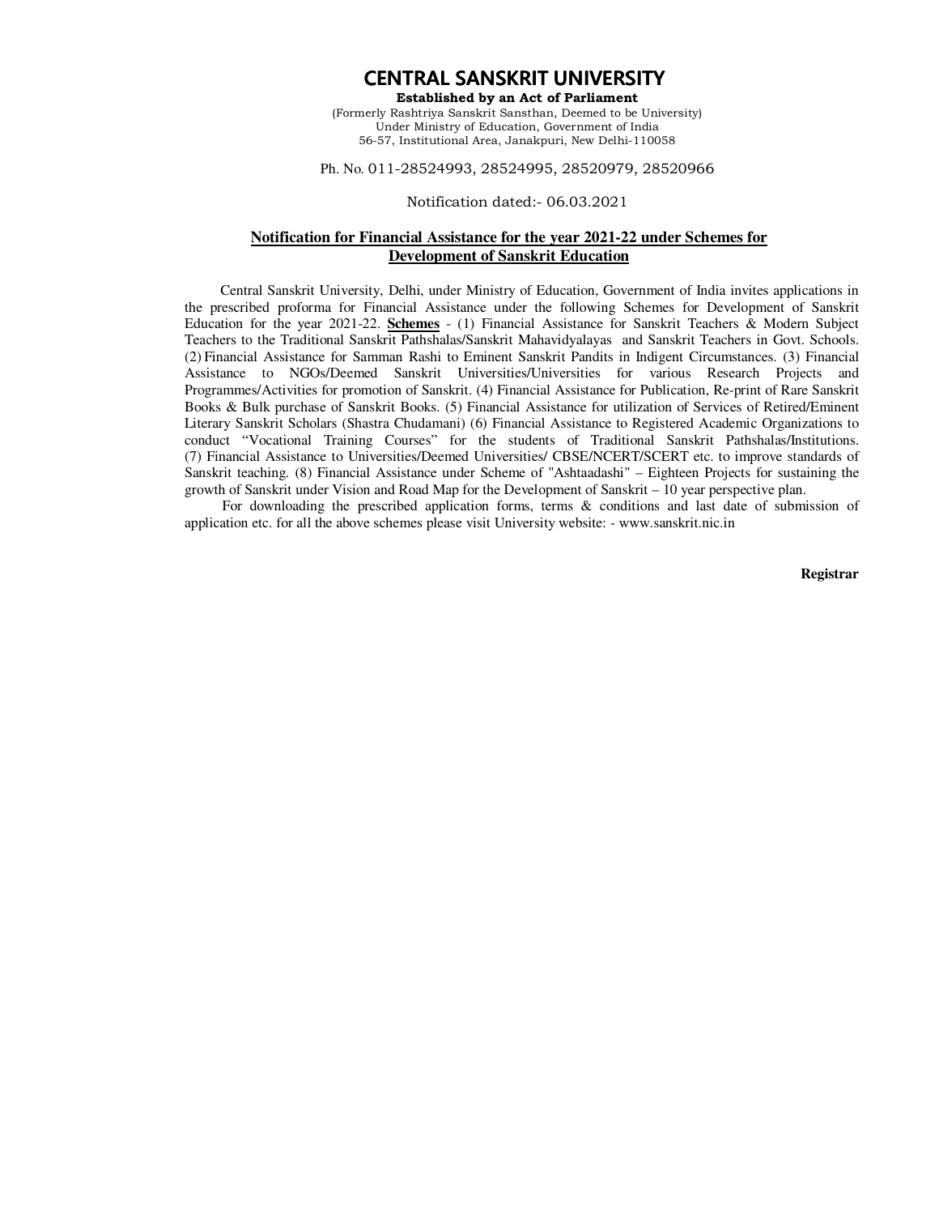# CENTRAL SANSKRIT UNIVERSITY

**Established by an Act of Parliament**

(Formerly Rashtriya Sanskrit Sansthan, Deemed to be University)
Under Ministry of Education, Government of India
56-57, Institutional Area, Janakpuri, New Delhi-110058

Ph. No. 011-28524993, 28524995, 28520979, 28520966

Notification dated:- 06.03.2021

## Notification for Financial Assistance for the year 2021-22 under Schemes for Development of Sanskrit Education

Central Sanskrit University, Delhi, under Ministry of Education, Government of India invites applications in the prescribed proforma for Financial Assistance under the following Schemes for Development of Sanskrit Education for the year 2021-22. **Schemes** - (1) Financial Assistance for Sanskrit Teachers & Modern Subject Teachers to the Traditional Sanskrit Pathshalas/Sanskrit Mahavidyalayas and Sanskrit Teachers in Govt. Schools. (2) Financial Assistance for Samman Rashi to Eminent Sanskrit Pandits in Indigent Circumstances. (3) Financial Assistance to NGOs/Deemed Sanskrit Universities/Universities for various Research Projects and Programmes/Activities for promotion of Sanskrit. (4) Financial Assistance for Publication, Re-print of Rare Sanskrit Books & Bulk purchase of Sanskrit Books. (5) Financial Assistance for utilization of Services of Retired/Eminent Literary Sanskrit Scholars (Shastra Chudamani) (6) Financial Assistance to Registered Academic Organizations to conduct "Vocational Training Courses" for the students of Traditional Sanskrit Pathshalas/Institutions. (7) Financial Assistance to Universities/Deemed Universities/ CBSE/NCERT/SCERT etc. to improve standards of Sanskrit teaching. (8) Financial Assistance under Scheme of "Ashtaadashi" – Eighteen Projects for sustaining the growth of Sanskrit under Vision and Road Map for the Development of Sanskrit – 10 year perspective plan.

For downloading the prescribed application forms, terms & conditions and last date of submission of application etc. for all the above schemes please visit University website: - www.sanskrit.nic.in

**Registrar**